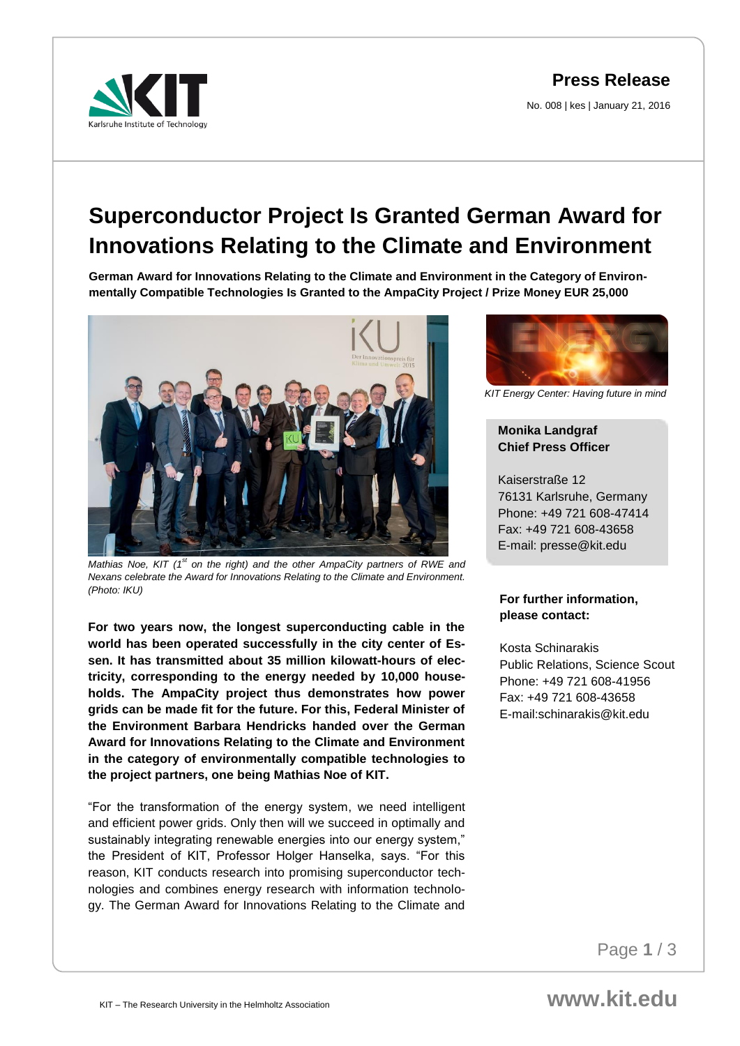**Press Release**

No. 008 | kes | January 21, 2016

# Superconductor Project Is Granted German Award for Innovations Relating to the Climate and Environment

**German Award for Innovations Relating to the Climate and Environment in the Category of Environmentally Compatible Technologies Is Granted to the AmpaCity Project / Prize Money EUR 25,000**

*Mathias Noe, KIT (1st on the right) and the other AmpaCity partners of RWE and Nexans celebrate the Award for Innovations Relating to the Climate and Environment. (Photo: IKU)*

*KIT Energy Center: Having future in mind*

**Monika Landgraf**
**Chief Press Officer**

Kaiserstraße 12
76131 Karlsruhe, Germany
Phone: +49 721 608-47414
Fax: +49 721 608-43658
E-mail: presse@kit.edu

**For further information, please contact:**

Kosta Schinarakis
Public Relations, Science Scout
Phone: +49 721 608-41956
Fax: +49 721 608-43658
E-mail:schinarakis@kit.edu

**For two years now, the longest superconducting cable in the world has been operated successfully in the city center of Essen. It has transmitted about 35 million kilowatt-hours of electricity, corresponding to the energy needed by 10,000 households. The AmpaCity project thus demonstrates how power grids can be made fit for the future. For this, Federal Minister of the Environment Barbara Hendricks handed over the German Award for Innovations Relating to the Climate and Environment in the category of environmentally compatible technologies to the project partners, one being Mathias Noe of KIT.**

"For the transformation of the energy system, we need intelligent and efficient power grids. Only then will we succeed in optimally and sustainably integrating renewable energies into our energy system," the President of KIT, Professor Holger Hanselka, says. "For this reason, KIT conducts research into promising superconductor technologies and combines energy research with information technology. The German Award for Innovations Relating to the Climate and

KIT – The Research University in the Helmholtz Association

www.kit.edu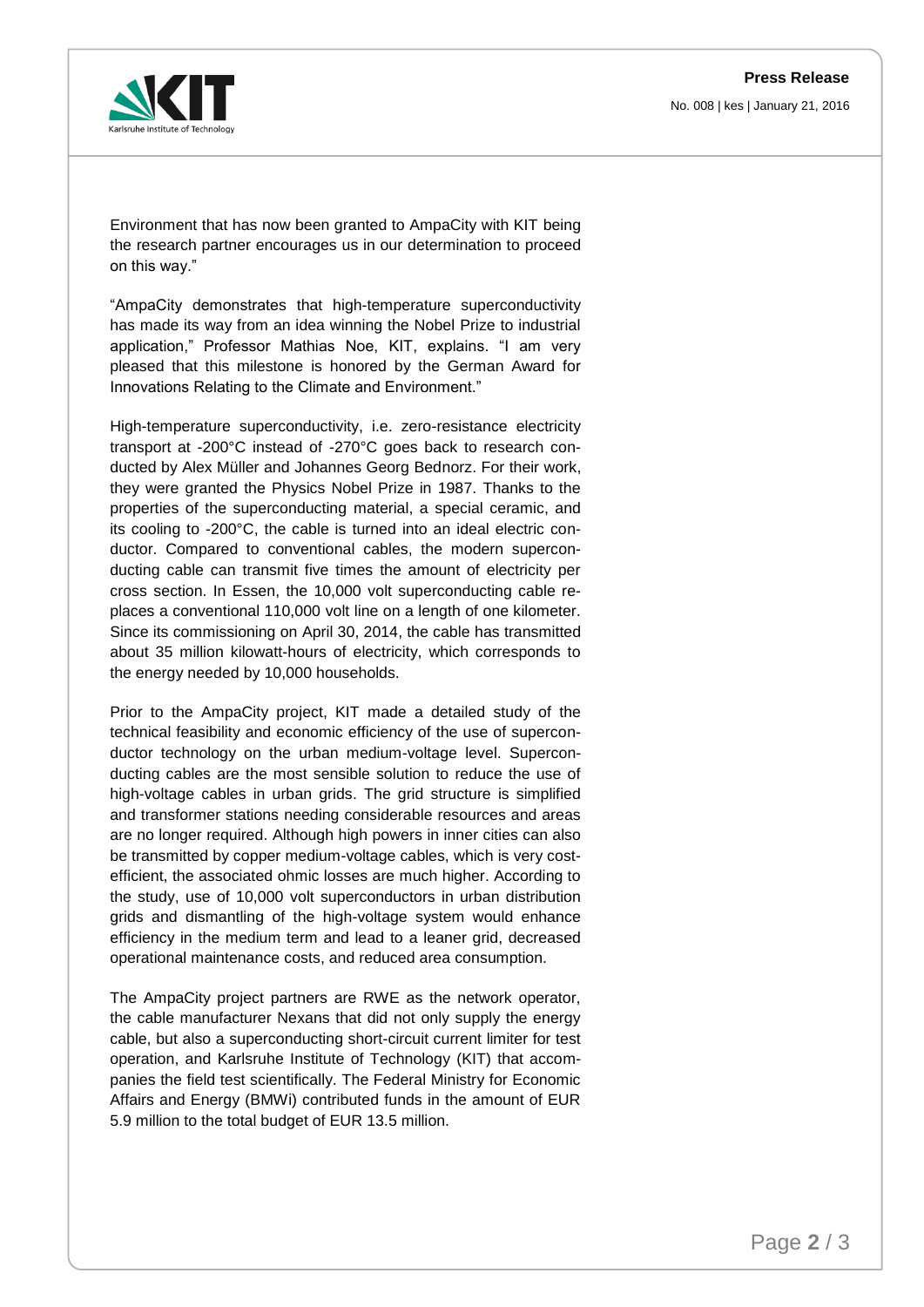Environment that has now been granted to AmpaCity with KIT being the research partner encourages us in our determination to proceed on this way."

"AmpaCity demonstrates that high-temperature superconductivity has made its way from an idea winning the Nobel Prize to industrial application," Professor Mathias Noe, KIT, explains. "I am very pleased that this milestone is honored by the German Award for Innovations Relating to the Climate and Environment."

High-temperature superconductivity, i.e. zero-resistance electricity transport at -200°C instead of -270°C goes back to research conducted by Alex Müller and Johannes Georg Bednorz. For their work, they were granted the Physics Nobel Prize in 1987. Thanks to the properties of the superconducting material, a special ceramic, and its cooling to -200°C, the cable is turned into an ideal electric conductor. Compared to conventional cables, the modern superconducting cable can transmit five times the amount of electricity per cross section. In Essen, the 10,000 volt superconducting cable replaces a conventional 110,000 volt line on a length of one kilometer. Since its commissioning on April 30, 2014, the cable has transmitted about 35 million kilowatt-hours of electricity, which corresponds to the energy needed by 10,000 households.

Prior to the AmpaCity project, KIT made a detailed study of the technical feasibility and economic efficiency of the use of superconductor technology on the urban medium-voltage level. Superconducting cables are the most sensible solution to reduce the use of high-voltage cables in urban grids. The grid structure is simplified and transformer stations needing considerable resources and areas are no longer required. Although high powers in inner cities can also be transmitted by copper medium-voltage cables, which is very cost-efficient, the associated ohmic losses are much higher. According to the study, use of 10,000 volt superconductors in urban distribution grids and dismantling of the high-voltage system would enhance efficiency in the medium term and lead to a leaner grid, decreased operational maintenance costs, and reduced area consumption.

The AmpaCity project partners are RWE as the network operator, the cable manufacturer Nexans that did not only supply the energy cable, but also a superconducting short-circuit current limiter for test operation, and Karlsruhe Institute of Technology (KIT) that accompanies the field test scientifically. The Federal Ministry for Economic Affairs and Energy (BMWi) contributed funds in the amount of EUR 5.9 million to the total budget of EUR 13.5 million.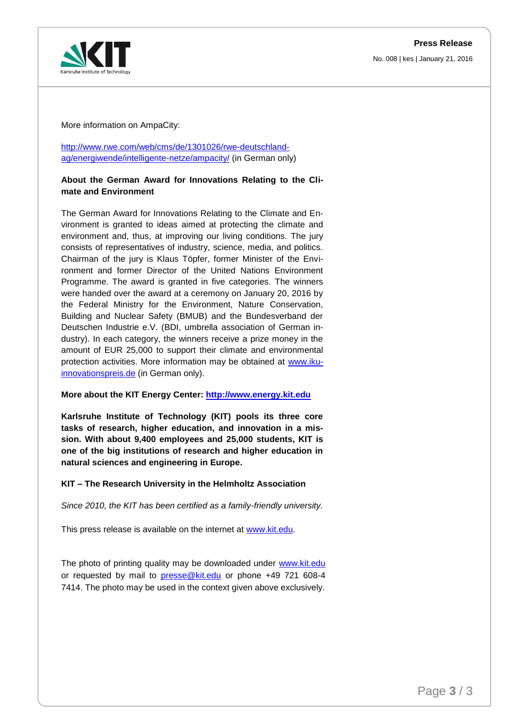More information on AmpaCity:

http://www.rwe.com/web/cms/de/1301026/rwe-deutschland-ag/energiewende/intelligente-netze/ampacity/ (in German only)

**About the German Award for Innovations Relating to the Climate and Environment**

The German Award for Innovations Relating to the Climate and Environment is granted to ideas aimed at protecting the climate and environment and, thus, at improving our living conditions. The jury consists of representatives of industry, science, media, and politics. Chairman of the jury is Klaus Töpfer, former Minister of the Environment and former Director of the United Nations Environment Programme. The award is granted in five categories. The winners were handed over the award at a ceremony on January 20, 2016 by the Federal Ministry for the Environment, Nature Conservation, Building and Nuclear Safety (BMUB) and the Bundesverband der Deutschen Industrie e.V. (BDI, umbrella association of German industry). In each category, the winners receive a prize money in the amount of EUR 25,000 to support their climate and environmental protection activities. More information may be obtained at www.iku-innovationspreis.de (in German only).

**More about the KIT Energy Center: http://www.energy.kit.edu**

**Karlsruhe Institute of Technology (KIT) pools its three core tasks of research, higher education, and innovation in a mission. With about 9,400 employees and 25,000 students, KIT is one of the big institutions of research and higher education in natural sciences and engineering in Europe.**

**KIT – The Research University in the Helmholtz Association**

*Since 2010, the KIT has been certified as a family-friendly university.*

This press release is available on the internet at www.kit.edu.

The photo of printing quality may be downloaded under www.kit.edu or requested by mail to presse@kit.edu or phone +49 721 608-4 7414. The photo may be used in the context given above exclusively.